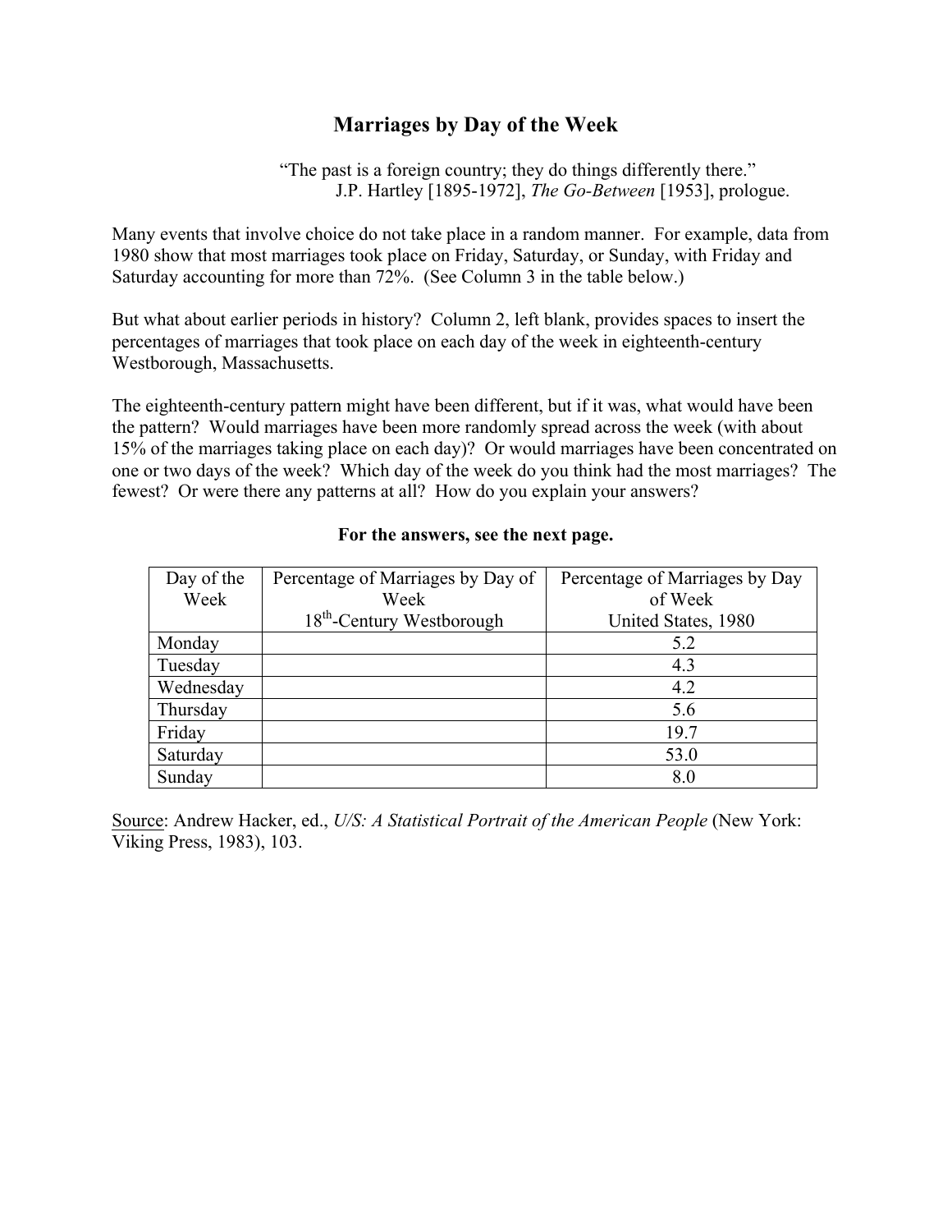# Marriages by Day of the Week

"The past is a foreign country; they do things differently there."
J.P. Hartley [1895-1972], *The Go-Between* [1953], prologue.

Many events that involve choice do not take place in a random manner. For example, data from 1980 show that most marriages took place on Friday, Saturday, or Sunday, with Friday and Saturday accounting for more than 72%. (See Column 3 in the table below.)

But what about earlier periods in history? Column 2, left blank, provides spaces to insert the percentages of marriages that took place on each day of the week in eighteenth-century Westborough, Massachusetts.

The eighteenth-century pattern might have been different, but if it was, what would have been the pattern? Would marriages have been more randomly spread across the week (with about 15% of the marriages taking place on each day)? Or would marriages have been concentrated on one or two days of the week? Which day of the week do you think had the most marriages? The fewest? Or were there any patterns at all? How do you explain your answers?

**For the answers, see the next page.**

| Day of the Week | Percentage of Marriages by Day of Week 18th-Century Westborough | Percentage of Marriages by Day of Week United States, 1980 |
|---|---|---|
| Monday | | 5.2 |
| Tuesday | | 4.3 |
| Wednesday | | 4.2 |
| Thursday | | 5.6 |
| Friday | | 19.7 |
| Saturday | | 53.0 |
| Sunday | | 8.0 |

<u>Source</u>: Andrew Hacker, ed., *U/S: A Statistical Portrait of the American People* (New York: Viking Press, 1983), 103.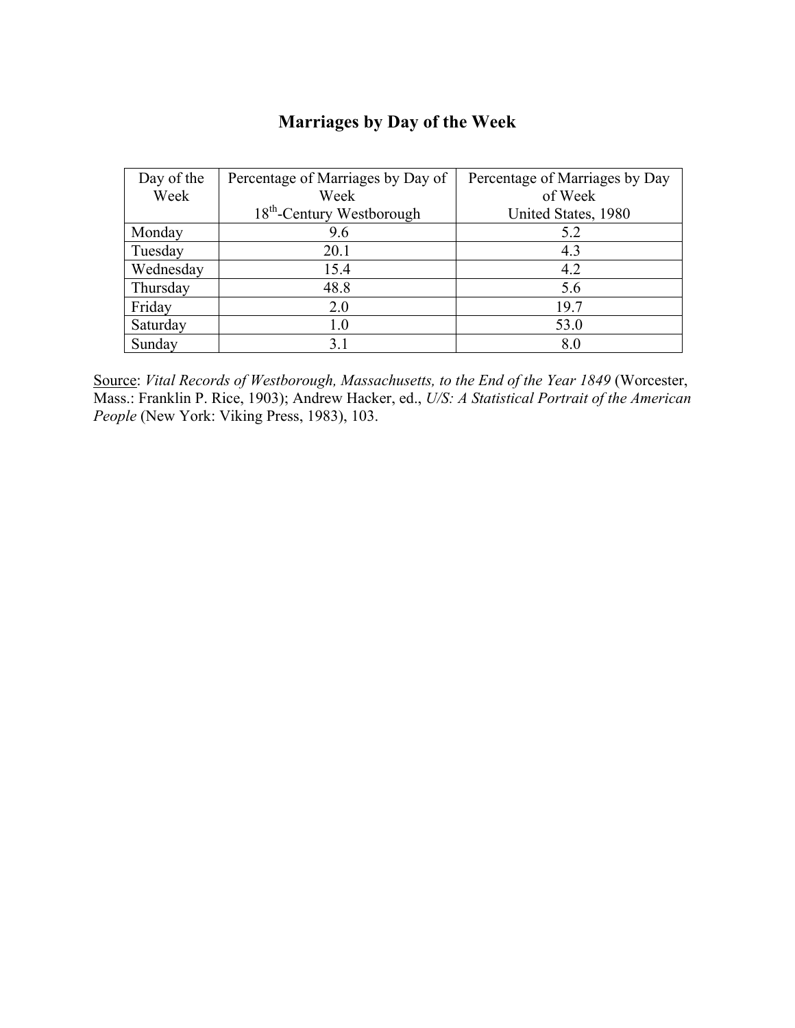# Marriages by Day of the Week

| Day of the Week | Percentage of Marriages by Day of Week 18th-Century Westborough | Percentage of Marriages by Day of Week United States, 1980 |
|---|---|---|
| Monday | 9.6 | 5.2 |
| Tuesday | 20.1 | 4.3 |
| Wednesday | 15.4 | 4.2 |
| Thursday | 48.8 | 5.6 |
| Friday | 2.0 | 19.7 |
| Saturday | 1.0 | 53.0 |
| Sunday | 3.1 | 8.0 |

Source: *Vital Records of Westborough, Massachusetts, to the End of the Year 1849* (Worcester, Mass.: Franklin P. Rice, 1903); Andrew Hacker, ed., *U/S: A Statistical Portrait of the American People* (New York: Viking Press, 1983), 103.